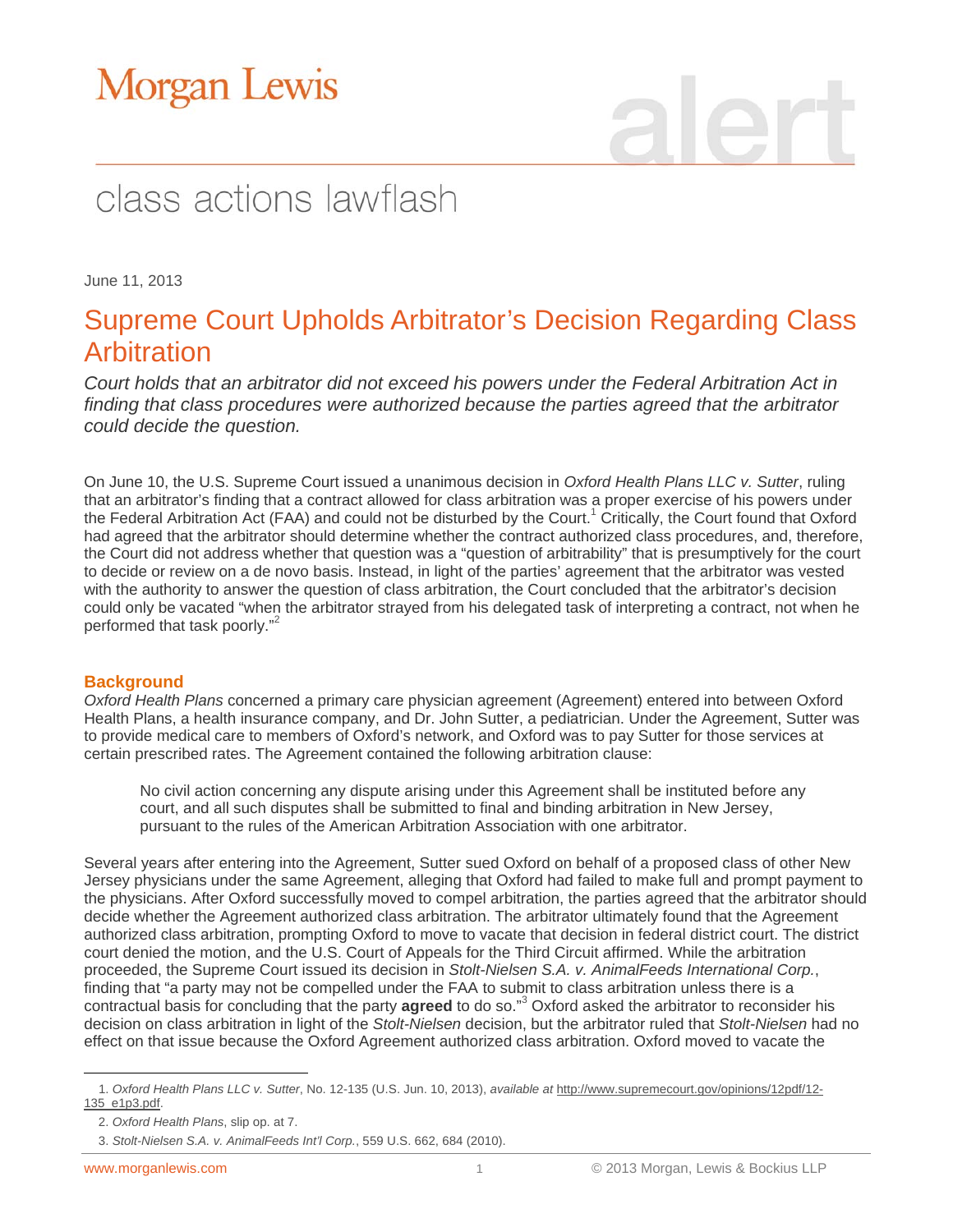# Morgan Lewis

alert

## class actions lawflash

June 11, 2013

## Supreme Court Upholds Arbitrator's Decision Regarding Class Arbitration

*Court holds that an arbitrator did not exceed his powers under the Federal Arbitration Act in finding that class procedures were authorized because the parties agreed that the arbitrator could decide the question.*

On June 10, the U.S. Supreme Court issued a unanimous decision in *Oxford Health Plans LLC v. Sutter*, ruling that an arbitrator's finding that a contract allowed for class arbitration was a proper exercise of his powers under the Federal Arbitration Act (FAA) and could not be disturbed by the Court.[1] Critically, the Court found that Oxford had agreed that the arbitrator should determine whether the contract authorized class procedures, and, therefore, the Court did not address whether that question was a "question of arbitrability" that is presumptively for the court to decide or review on a de novo basis. Instead, in light of the parties' agreement that the arbitrator was vested with the authority to answer the question of class arbitration, the Court concluded that the arbitrator's decision could only be vacated "when the arbitrator strayed from his delegated task of interpreting a contract, not when he performed that task poorly."[2]

### Background

*Oxford Health Plans* concerned a primary care physician agreement (Agreement) entered into between Oxford Health Plans, a health insurance company, and Dr. John Sutter, a pediatrician. Under the Agreement, Sutter was to provide medical care to members of Oxford's network, and Oxford was to pay Sutter for those services at certain prescribed rates. The Agreement contained the following arbitration clause:

> No civil action concerning any dispute arising under this Agreement shall be instituted before any court, and all such disputes shall be submitted to final and binding arbitration in New Jersey, pursuant to the rules of the American Arbitration Association with one arbitrator.

Several years after entering into the Agreement, Sutter sued Oxford on behalf of a proposed class of other New Jersey physicians under the same Agreement, alleging that Oxford had failed to make full and prompt payment to the physicians. After Oxford successfully moved to compel arbitration, the parties agreed that the arbitrator should decide whether the Agreement authorized class arbitration. The arbitrator ultimately found that the Agreement authorized class arbitration, prompting Oxford to move to vacate that decision in federal district court. The district court denied the motion, and the U.S. Court of Appeals for the Third Circuit affirmed. While the arbitration proceeded, the Supreme Court issued its decision in *Stolt-Nielsen S.A. v. AnimalFeeds International Corp.*, finding that "a party may not be compelled under the FAA to submit to class arbitration unless there is a contractual basis for concluding that the party **agreed** to do so."[3] Oxford asked the arbitrator to reconsider his decision on class arbitration in light of the *Stolt-Nielsen* decision, but the arbitrator ruled that *Stolt-Nielsen* had no effect on that issue because the Oxford Agreement authorized class arbitration. Oxford moved to vacate the

---

1. *Oxford Health Plans LLC v. Sutter*, No. 12-135 (U.S. Jun. 10, 2013), *available at* http://www.supremecourt.gov/opinions/12pdf/12-135_e1p3.pdf.
2. *Oxford Health Plans*, slip op. at 7.
3. *Stolt-Nielsen S.A. v. AnimalFeeds Int'l Corp.*, 559 U.S. 662, 684 (2010).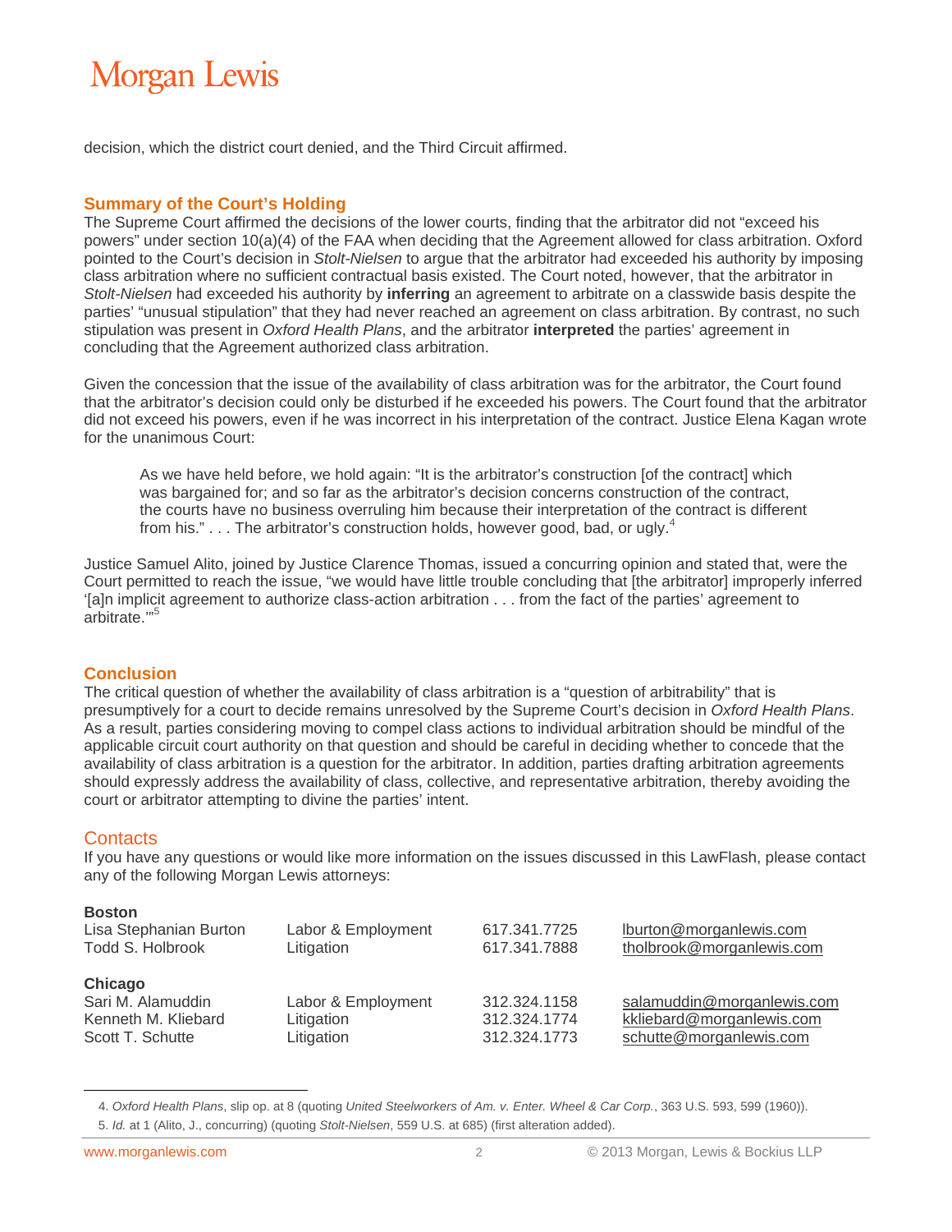decision, which the district court denied, and the Third Circuit affirmed.

## Summary of the Court's Holding

The Supreme Court affirmed the decisions of the lower courts, finding that the arbitrator did not "exceed his powers" under section 10(a)(4) of the FAA when deciding that the Agreement allowed for class arbitration. Oxford pointed to the Court's decision in *Stolt-Nielsen* to argue that the arbitrator had exceeded his authority by imposing class arbitration where no sufficient contractual basis existed. The Court noted, however, that the arbitrator in *Stolt-Nielsen* had exceeded his authority by **inferring** an agreement to arbitrate on a classwide basis despite the parties' "unusual stipulation" that they had never reached an agreement on class arbitration. By contrast, no such stipulation was present in *Oxford Health Plans*, and the arbitrator **interpreted** the parties' agreement in concluding that the Agreement authorized class arbitration.

Given the concession that the issue of the availability of class arbitration was for the arbitrator, the Court found that the arbitrator's decision could only be disturbed if he exceeded his powers. The Court found that the arbitrator did not exceed his powers, even if he was incorrect in his interpretation of the contract. Justice Elena Kagan wrote for the unanimous Court:

> As we have held before, we hold again: "It is the arbitrator's construction [of the contract] which was bargained for; and so far as the arbitrator's decision concerns construction of the contract, the courts have no business overruling him because their interpretation of the contract is different from his." . . . The arbitrator's construction holds, however good, bad, or ugly.[4]

Justice Samuel Alito, joined by Justice Clarence Thomas, issued a concurring opinion and stated that, were the Court permitted to reach the issue, "we would have little trouble concluding that [the arbitrator] improperly inferred '[a]n implicit agreement to authorize class-action arbitration . . . from the fact of the parties' agreement to arbitrate.'"[5]

## Conclusion

The critical question of whether the availability of class arbitration is a "question of arbitrability" that is presumptively for a court to decide remains unresolved by the Supreme Court's decision in *Oxford Health Plans*. As a result, parties considering moving to compel class actions to individual arbitration should be mindful of the applicable circuit court authority on that question and should be careful in deciding whether to concede that the availability of class arbitration is a question for the arbitrator. In addition, parties drafting arbitration agreements should expressly address the availability of class, collective, and representative arbitration, thereby avoiding the court or arbitrator attempting to divine the parties' intent.

## Contacts

If you have any questions or would like more information on the issues discussed in this LawFlash, please contact any of the following Morgan Lewis attorneys:

**Boston**

| | | | |
|---|---|---|---|
| Lisa Stephanian Burton | Labor & Employment | 617.341.7725 | lburton@morganlewis.com |
| Todd S. Holbrook | Litigation | 617.341.7888 | tholbrook@morganlewis.com |

**Chicago**

| | | | |
|---|---|---|---|
| Sari M. Alamuddin | Labor & Employment | 312.324.1158 | salamuddin@morganlewis.com |
| Kenneth M. Kliebard | Litigation | 312.324.1774 | kkliebard@morganlewis.com |
| Scott T. Schutte | Litigation | 312.324.1773 | schutte@morganlewis.com |

---

4. *Oxford Health Plans*, slip op. at 8 (quoting *United Steelworkers of Am. v. Enter. Wheel & Car Corp.*, 363 U.S. 593, 599 (1960)).

5. *Id.* at 1 (Alito, J., concurring) (quoting *Stolt-Nielsen*, 559 U.S. at 685) (first alteration added).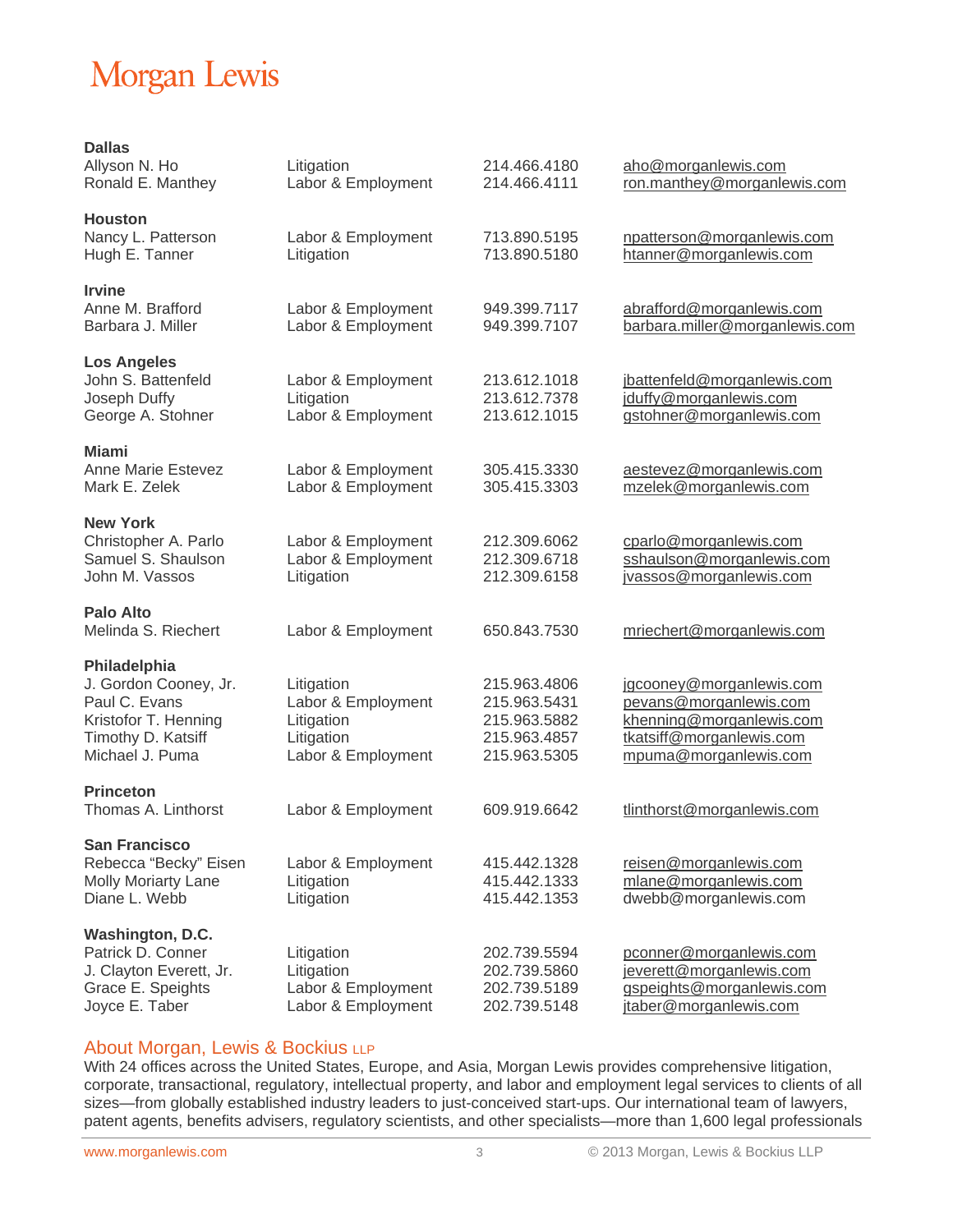# Morgan Lewis

**Dallas**

| | | | |
|---|---|---|---|
| Allyson N. Ho | Litigation | 214.466.4180 | aho@morganlewis.com |
| Ronald E. Manthey | Labor & Employment | 214.466.4111 | ron.manthey@morganlewis.com |

**Houston**

| | | | |
|---|---|---|---|
| Nancy L. Patterson | Labor & Employment | 713.890.5195 | npatterson@morganlewis.com |
| Hugh E. Tanner | Litigation | 713.890.5180 | htanner@morganlewis.com |

**Irvine**

| | | | |
|---|---|---|---|
| Anne M. Brafford | Labor & Employment | 949.399.7117 | abrafford@morganlewis.com |
| Barbara J. Miller | Labor & Employment | 949.399.7107 | barbara.miller@morganlewis.com |

**Los Angeles**

| | | | |
|---|---|---|---|
| John S. Battenfeld | Labor & Employment | 213.612.1018 | jbattenfeld@morganlewis.com |
| Joseph Duffy | Litigation | 213.612.7378 | jduffy@morganlewis.com |
| George A. Stohner | Labor & Employment | 213.612.1015 | gstohner@morganlewis.com |

**Miami**

| | | | |
|---|---|---|---|
| Anne Marie Estevez | Labor & Employment | 305.415.3330 | aestevez@morganlewis.com |
| Mark E. Zelek | Labor & Employment | 305.415.3303 | mzelek@morganlewis.com |

**New York**

| | | | |
|---|---|---|---|
| Christopher A. Parlo | Labor & Employment | 212.309.6062 | cparlo@morganlewis.com |
| Samuel S. Shaulson | Labor & Employment | 212.309.6718 | sshaulson@morganlewis.com |
| John M. Vassos | Litigation | 212.309.6158 | jvassos@morganlewis.com |

**Palo Alto**

| | | | |
|---|---|---|---|
| Melinda S. Riechert | Labor & Employment | 650.843.7530 | mriechert@morganlewis.com |

**Philadelphia**

| | | | |
|---|---|---|---|
| J. Gordon Cooney, Jr. | Litigation | 215.963.4806 | jgcooney@morganlewis.com |
| Paul C. Evans | Labor & Employment | 215.963.5431 | pevans@morganlewis.com |
| Kristofor T. Henning | Litigation | 215.963.5882 | khenning@morganlewis.com |
| Timothy D. Katsiff | Litigation | 215.963.4857 | tkatsiff@morganlewis.com |
| Michael J. Puma | Labor & Employment | 215.963.5305 | mpuma@morganlewis.com |

**Princeton**

| | | | |
|---|---|---|---|
| Thomas A. Linthorst | Labor & Employment | 609.919.6642 | tlinthorst@morganlewis.com |

**San Francisco**

| | | | |
|---|---|---|---|
| Rebecca “Becky” Eisen | Labor & Employment | 415.442.1328 | reisen@morganlewis.com |
| Molly Moriarty Lane | Litigation | 415.442.1333 | mlane@morganlewis.com |
| Diane L. Webb | Litigation | 415.442.1353 | dwebb@morganlewis.com |

**Washington, D.C.**

| | | | |
|---|---|---|---|
| Patrick D. Conner | Litigation | 202.739.5594 | pconner@morganlewis.com |
| J. Clayton Everett, Jr. | Litigation | 202.739.5860 | jeverett@morganlewis.com |
| Grace E. Speights | Labor & Employment | 202.739.5189 | gspeights@morganlewis.com |
| Joyce E. Taber | Labor & Employment | 202.739.5148 | jtaber@morganlewis.com |

## About Morgan, Lewis & Bockius LLP

With 24 offices across the United States, Europe, and Asia, Morgan Lewis provides comprehensive litigation, corporate, transactional, regulatory, intellectual property, and labor and employment legal services to clients of all sizes—from globally established industry leaders to just-conceived start-ups. Our international team of lawyers, patent agents, benefits advisers, regulatory scientists, and other specialists—more than 1,600 legal professionals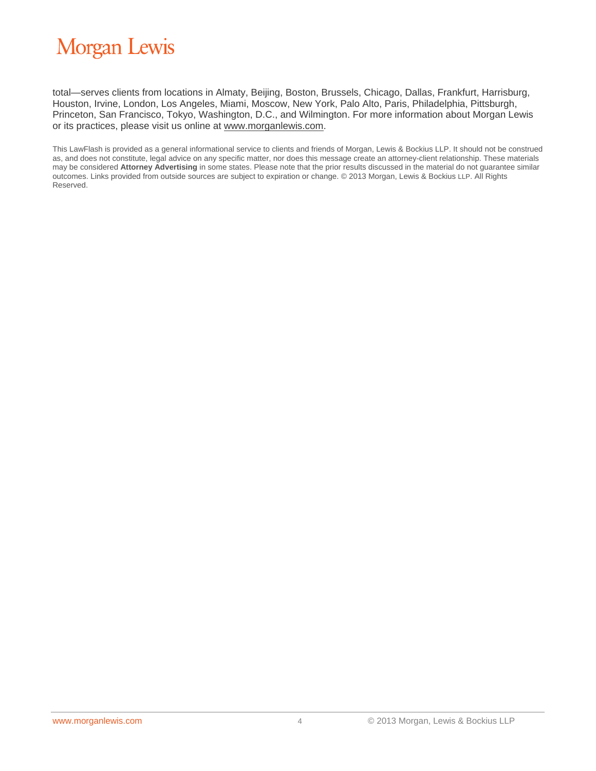total—serves clients from locations in Almaty, Beijing, Boston, Brussels, Chicago, Dallas, Frankfurt, Harrisburg, Houston, Irvine, London, Los Angeles, Miami, Moscow, New York, Palo Alto, Paris, Philadelphia, Pittsburgh, Princeton, San Francisco, Tokyo, Washington, D.C., and Wilmington. For more information about Morgan Lewis or its practices, please visit us online at www.morganlewis.com.

This LawFlash is provided as a general informational service to clients and friends of Morgan, Lewis & Bockius LLP. It should not be construed as, and does not constitute, legal advice on any specific matter, nor does this message create an attorney-client relationship. These materials may be considered **Attorney Advertising** in some states. Please note that the prior results discussed in the material do not guarantee similar outcomes. Links provided from outside sources are subject to expiration or change. © 2013 Morgan, Lewis & Bockius LLP. All Rights Reserved.